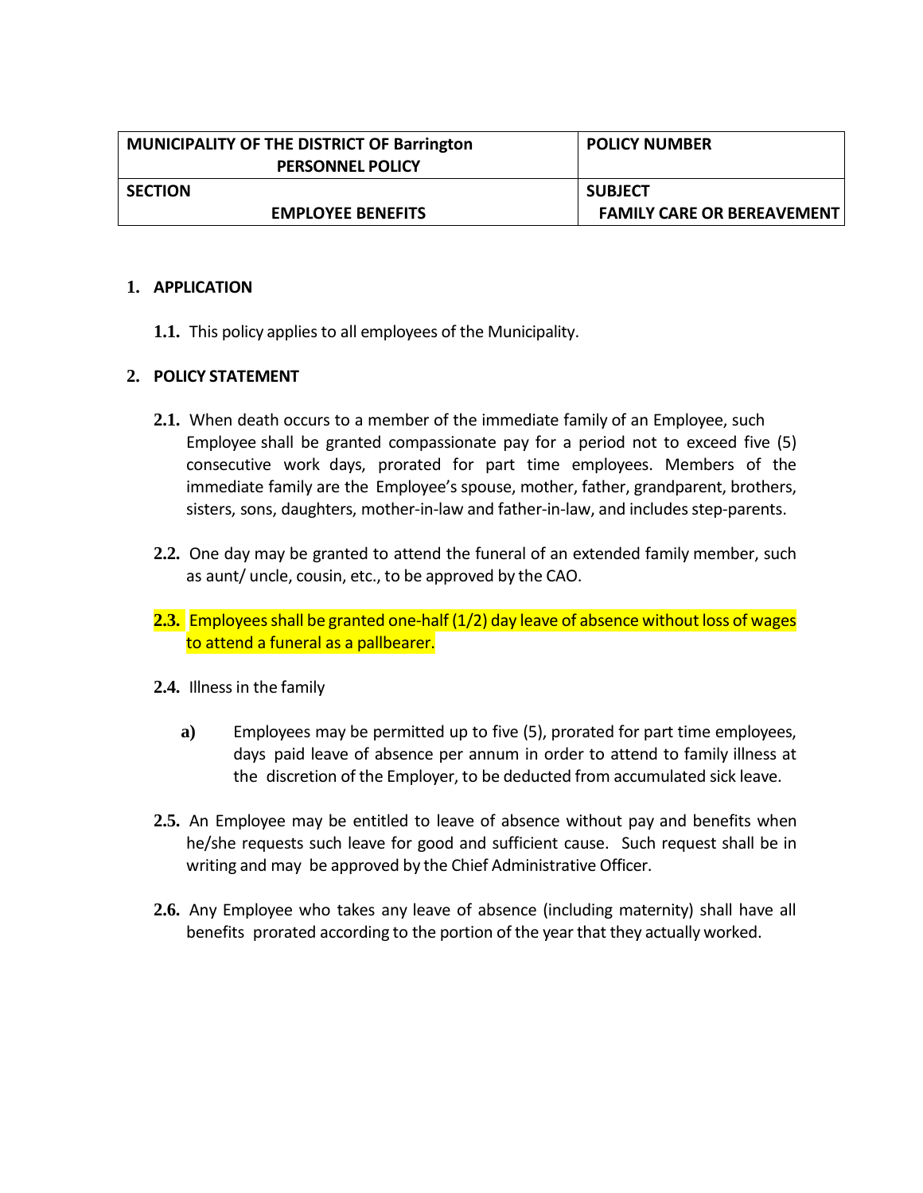| MUNICIPALITY OF THE DISTRICT OF Barrington<br>PERSONNEL POLICY | POLICY NUMBER |
| --- | --- |
| SECTION<br>EMPLOYEE BENEFITS | SUBJECT<br>FAMILY CARE OR BEREAVEMENT |

## 1. APPLICATION

**1.1.** This policy applies to all employees of the Municipality.

## 2. POLICY STATEMENT

**2.1.** When death occurs to a member of the immediate family of an Employee, such Employee shall be granted compassionate pay for a period not to exceed five (5) consecutive work days, prorated for part time employees. Members of the immediate family are the Employee's spouse, mother, father, grandparent, brothers, sisters, sons, daughters, mother-in-law and father-in-law, and includes step-parents.

**2.2.** One day may be granted to attend the funeral of an extended family member, such as aunt/ uncle, cousin, etc., to be approved by the CAO.

**2.3.** Employees shall be granted one-half (1/2) day leave of absence without loss of wages to attend a funeral as a pallbearer.

**2.4.** Illness in the family

**a)** Employees may be permitted up to five (5), prorated for part time employees, days paid leave of absence per annum in order to attend to family illness at the discretion of the Employer, to be deducted from accumulated sick leave.

**2.5.** An Employee may be entitled to leave of absence without pay and benefits when he/she requests such leave for good and sufficient cause. Such request shall be in writing and may be approved by the Chief Administrative Officer.

**2.6.** Any Employee who takes any leave of absence (including maternity) shall have all benefits prorated according to the portion of the year that they actually worked.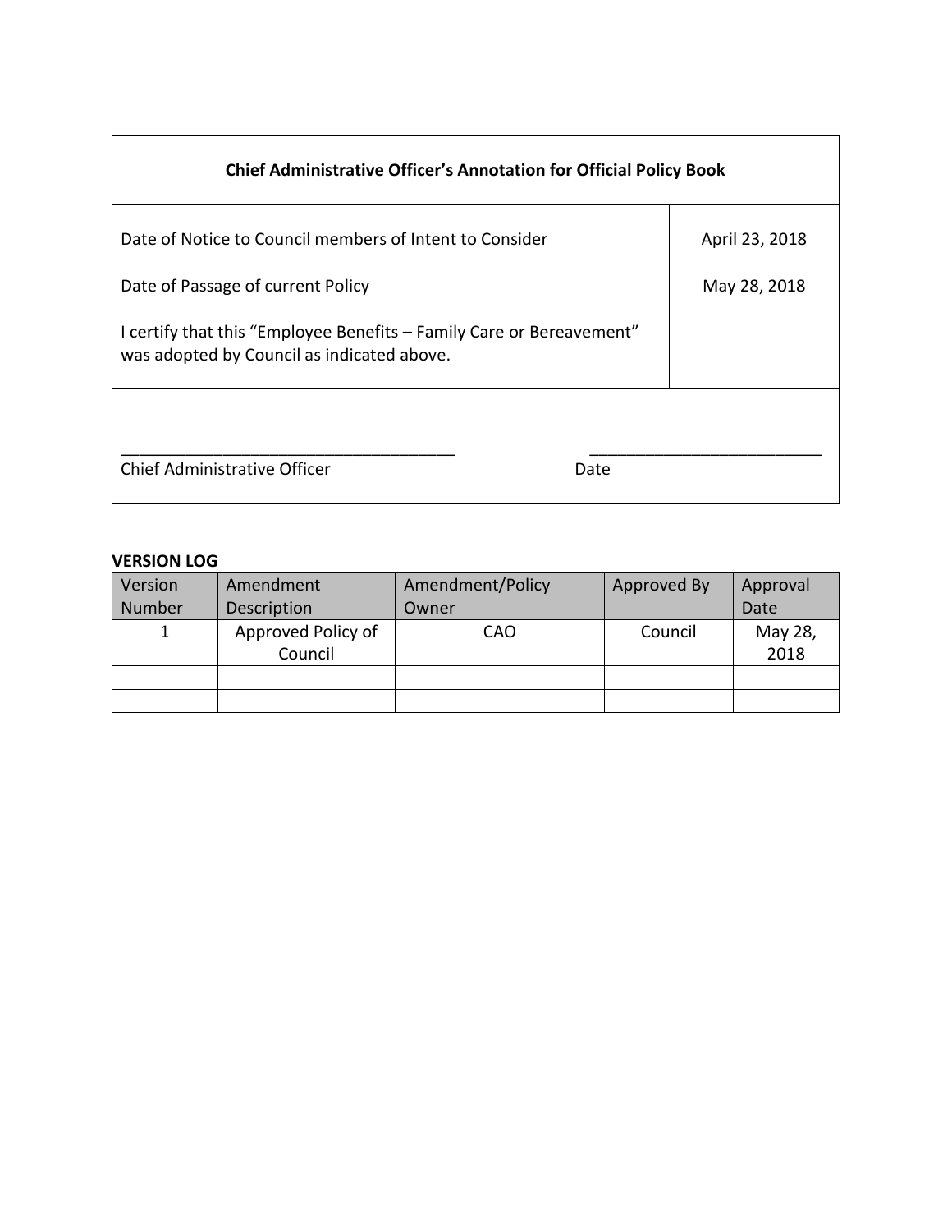| Chief Administrative Officer's Annotation for Official Policy Book | |
|---|---|
| Date of Notice to Council members of Intent to Consider | April 23, 2018 |
| Date of Passage of current Policy | May 28, 2018 |
| I certify that this "Employee Benefits – Family Care or Bereavement" was adopted by Council as indicated above. | |

_____________________________________ _________________________
Chief Administrative Officer Date

**VERSION LOG**

| Version Number | Amendment Description | Amendment/Policy Owner | Approved By | Approval Date |
|---|---|---|---|---|
| 1 | Approved Policy of Council | CAO | Council | May 28, 2018 |
| | | | | |
| | | | | |